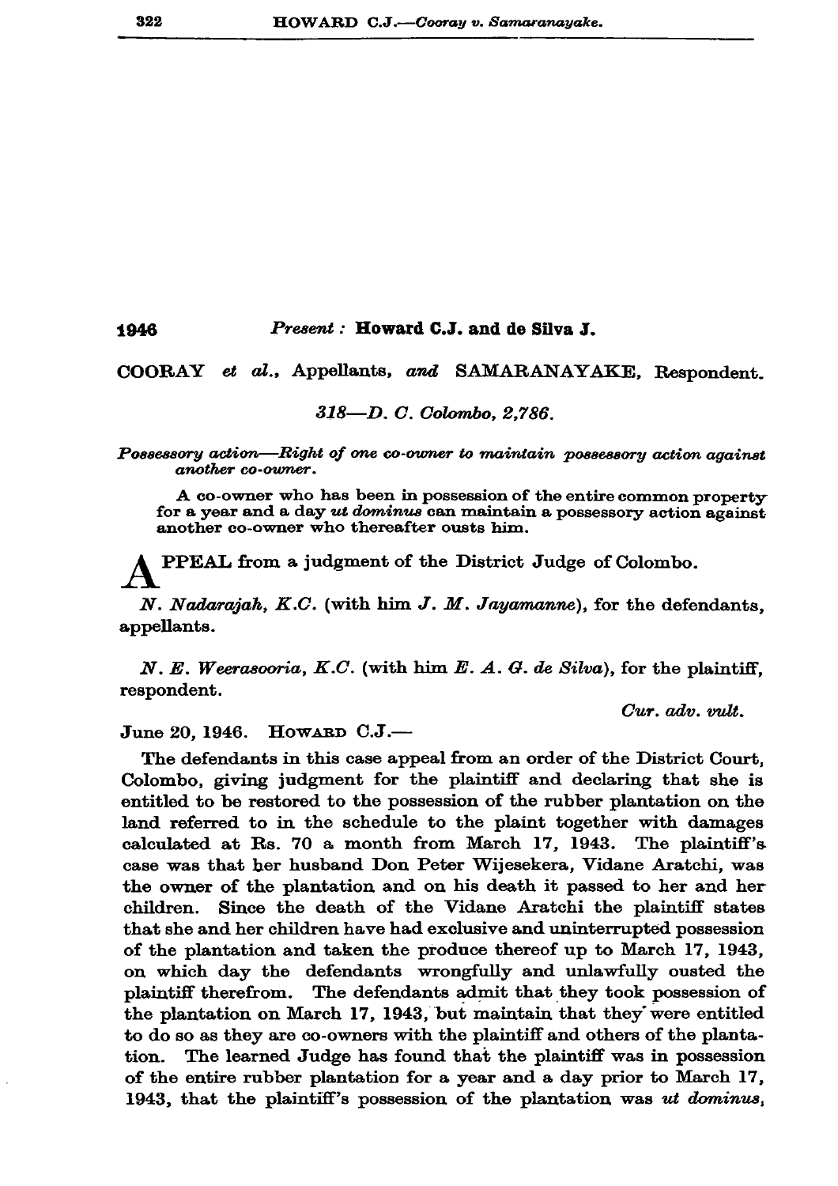**1946** *Present :* **Howard C.J. and de Silva J.**

COORAY *et al.*, Appellants, *and* SAMARANAYAKE, Respondent.

*318—D. C. Colombo, 2,786.*

*Possessory action—Right of one co-owner to maintain possessory action against another co-owner.*

A co-owner who has been in possession of the entire common property for a year and a day *ut dominus* can maintain a possessory action against another co-owner who thereafter ousts him.

APPEAL from a judgment of the District Judge of Colombo.

*N. Nadarajah, K.C.* (with him *J. M. Jayamanne*), for the defendants, appellants.

*N. E. Weerasooria, K.C.* (with him *E. A. G. de Silva*), for the plaintiff, respondent.

*Cur. adv. vult.*

June 20, 1946. HOWARD C.J.—

The defendants in this case appeal from an order of the District Court, Colombo, giving judgment for the plaintiff and declaring that she is entitled to be restored to the possession of the rubber plantation on the land referred to in the schedule to the plaint together with damages calculated at Rs. 70 a month from March 17, 1943. The plaintiff's case was that her husband Don Peter Wijesekera, Vidane Aratchi, was the owner of the plantation and on his death it passed to her and her children. Since the death of the Vidane Aratchi the plaintiff states that she and her children have had exclusive and uninterrupted possession of the plantation and taken the produce thereof up to March 17, 1943, on which day the defendants wrongfully and unlawfully ousted the plaintiff therefrom. The defendants admit that they took possession of the plantation on March 17, 1943, but maintain that they were entitled to do so as they are co-owners with the plaintiff and others of the plantation. The learned Judge has found that the plaintiff was in possession of the entire rubber plantation for a year and a day prior to March 17, 1943, that the plaintiff's possession of the plantation was *ut dominus*,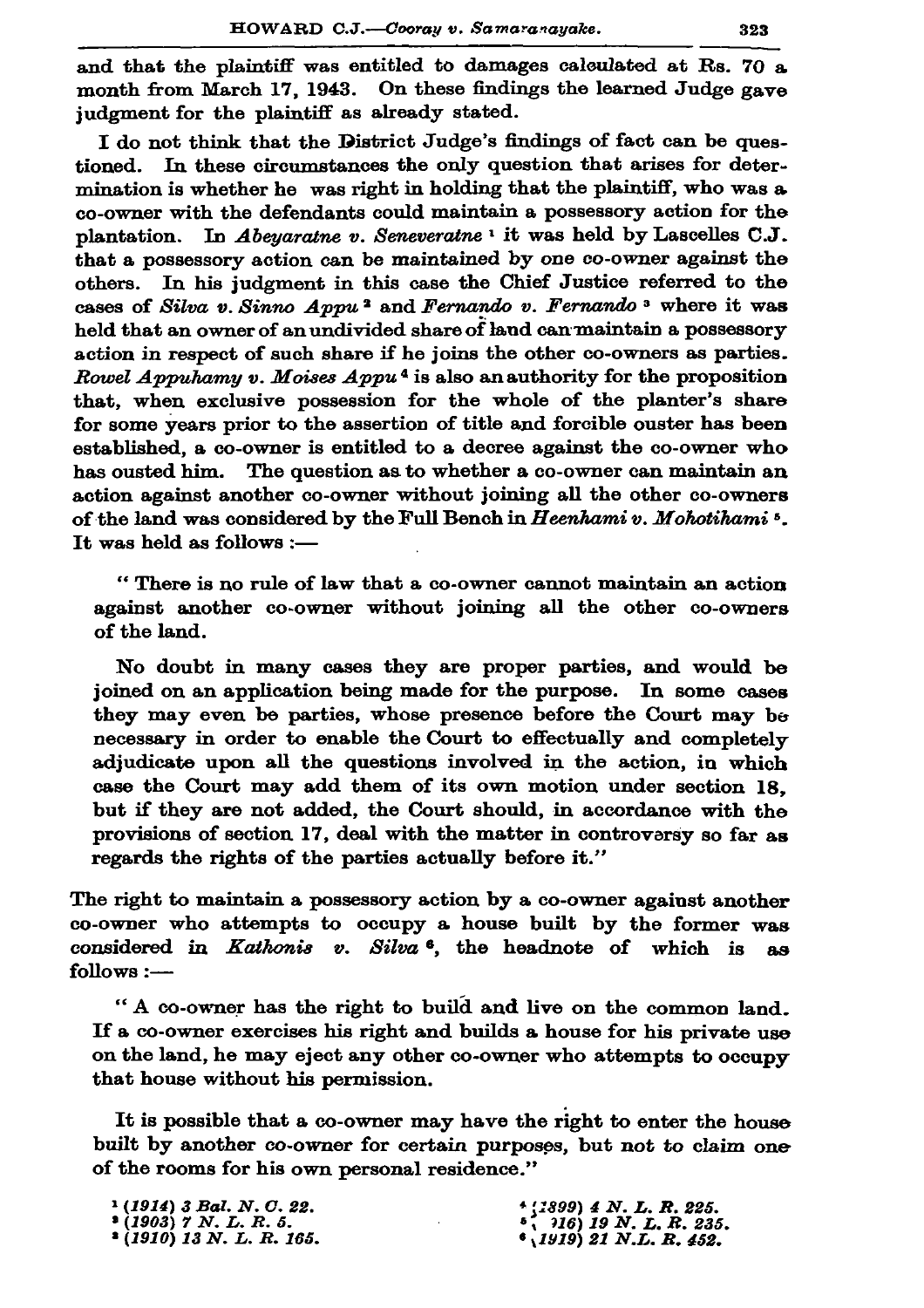and that the plaintiff was entitled to damages calculated at Rs. 70 a month from March 17, 1943. On these findings the learned Judge gave judgment for the plaintiff as already stated.

I do not think that the District Judge's findings of fact can be questioned. In these circumstances the only question that arises for determination is whether he was right in holding that the plaintiff, who was a co-owner with the defendants could maintain a possessory action for the plantation. In *Abeyaratne v. Seneveratne* [1] it was held by Lascelles C.J. that a possessory action can be maintained by one co-owner against the others. In his judgment in this case the Chief Justice referred to the cases of *Silva v. Sinno Appu* [2] and *Fernando v. Fernando* [3] where it was held that an owner of an undivided share of land can maintain a possessory action in respect of such share if he joins the other co-owners as parties. *Rowel Appuhamy v. Moises Appu* [4] is also an authority for the proposition that, when exclusive possession for the whole of the planter's share for some years prior to the assertion of title and forcible ouster has been established, a co-owner is entitled to a decree against the co-owner who has ousted him. The question as to whether a co-owner can maintain an action against another co-owner without joining all the other co-owners of the land was considered by the Full Bench in *Heenhami v. Mohotihami* [5]. It was held as follows :—

> "There is no rule of law that a co-owner cannot maintain an action against another co-owner without joining all the other co-owners of the land.
>
> No doubt in many cases they are proper parties, and would be joined on an application being made for the purpose. In some cases they may even be parties, whose presence before the Court may be necessary in order to enable the Court to effectually and completely adjudicate upon all the questions involved in the action, in which case the Court may add them of its own motion under section 18, but if they are not added, the Court should, in accordance with the provisions of section 17, deal with the matter in controversy so far as regards the rights of the parties actually before it."

The right to maintain a possessory action by a co-owner against another co-owner who attempts to occupy a house built by the former was considered in *Kathonis v. Silva* [6], the headnote of which is as follows :—

> "A co-owner has the right to build and live on the common land. If a co-owner exercises his right and builds a house for his private use on the land, he may eject any other co-owner who attempts to occupy that house without his permission.
>
> It is possible that a co-owner may have the right to enter the house built by another co-owner for certain purposes, but not to claim one of the rooms for his own personal residence."

[1] *(1914) 3 Bal. N. C. 22.*
[2] *(1903) 7 N. L. R. 5.*
[3] *(1910) 13 N. L. R. 165.*
[4] *(1899) 4 N. L. R. 225.*
[5] *(1916) 19 N. L. R. 235.*
[6] *(1919) 21 N.L. R. 452.*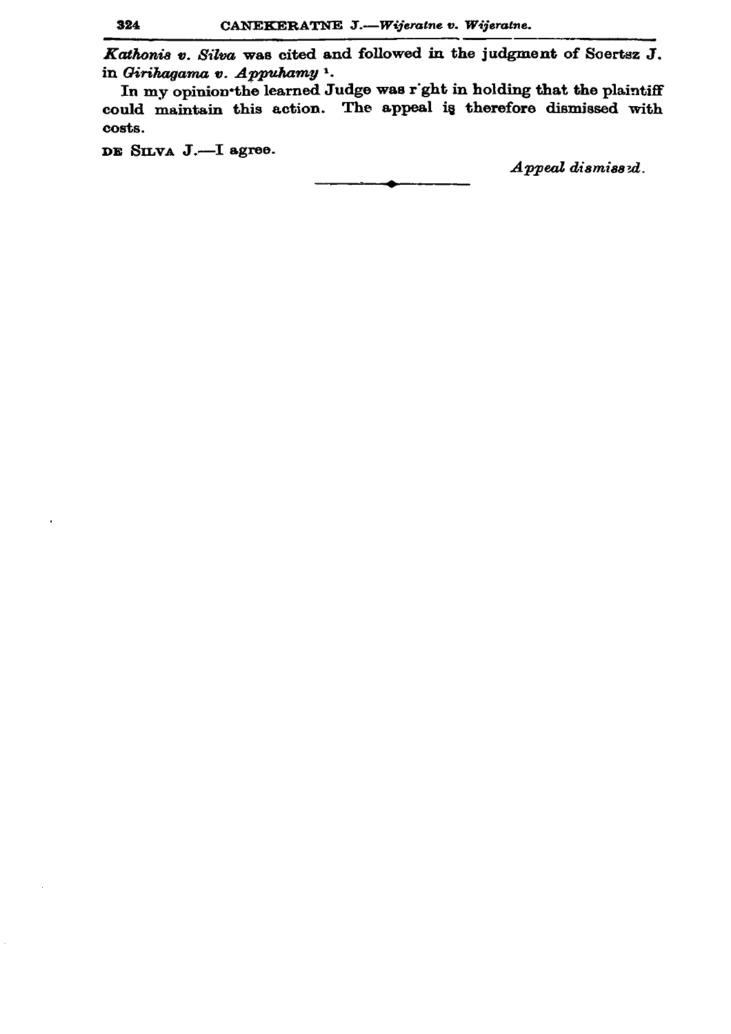*Kathonis v. Silva* was cited and followed in the judgment of Soertsz J. in *Girihagama v. Appuhamy* [1].

In my opinion the learned Judge was r'ght in holding that the plaintiff could maintain this action. The appeal is therefore dismissed with costs.

DE SILVA J.—I agree.

*Appeal dismissed.*